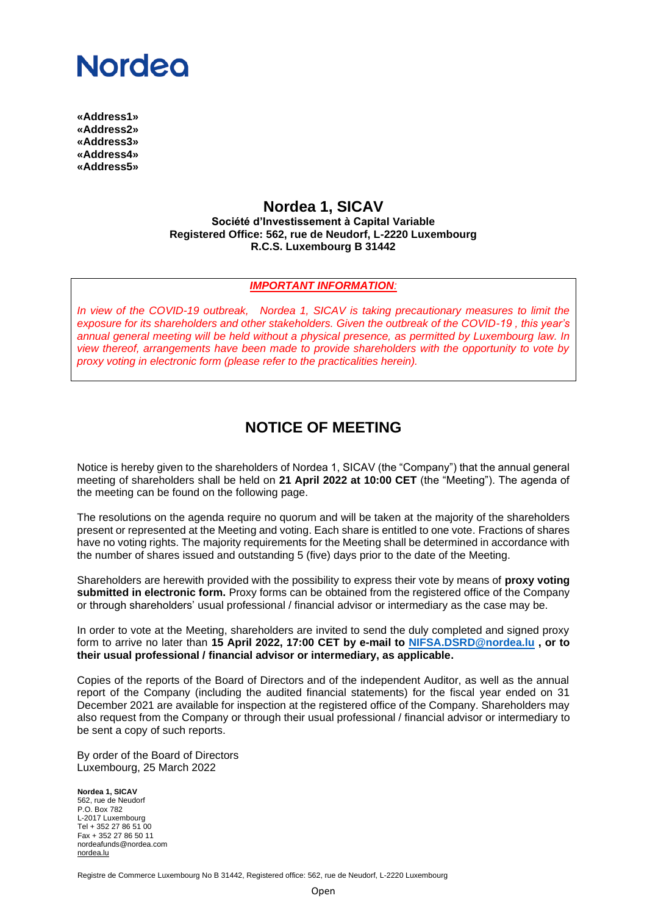**«Address1»**
**«Address2»**
**«Address3»**
**«Address4»**
**«Address5»**

# Nordea 1, SICAV

**Société d'Investissement à Capital Variable**
**Registered Office: 562, rue de Neudorf, L-2220 Luxembourg**
**R.C.S. Luxembourg B 31442**

***IMPORTANT INFORMATION:***

*In view of the COVID-19 outbreak, Nordea 1, SICAV is taking precautionary measures to limit the exposure for its shareholders and other stakeholders. Given the outbreak of the COVID-19 , this year's annual general meeting will be held without a physical presence, as permitted by Luxembourg law. In view thereof, arrangements have been made to provide shareholders with the opportunity to vote by proxy voting in electronic form (please refer to the practicalities herein).*

## NOTICE OF MEETING

Notice is hereby given to the shareholders of Nordea 1, SICAV (the "Company") that the annual general meeting of shareholders shall be held on **21 April 2022 at 10:00 CET** (the "Meeting"). The agenda of the meeting can be found on the following page.

The resolutions on the agenda require no quorum and will be taken at the majority of the shareholders present or represented at the Meeting and voting. Each share is entitled to one vote. Fractions of shares have no voting rights. The majority requirements for the Meeting shall be determined in accordance with the number of shares issued and outstanding 5 (five) days prior to the date of the Meeting.

Shareholders are herewith provided with the possibility to express their vote by means of **proxy voting submitted in electronic form.** Proxy forms can be obtained from the registered office of the Company or through shareholders' usual professional / financial advisor or intermediary as the case may be.

In order to vote at the Meeting, shareholders are invited to send the duly completed and signed proxy form to arrive no later than **15 April 2022, 17:00 CET by e-mail to NIFSA.DSRD@nordea.lu , or to their usual professional / financial advisor or intermediary, as applicable.**

Copies of the reports of the Board of Directors and of the independent Auditor, as well as the annual report of the Company (including the audited financial statements) for the fiscal year ended on 31 December 2021 are available for inspection at the registered office of the Company. Shareholders may also request from the Company or through their usual professional / financial advisor or intermediary to be sent a copy of such reports.

By order of the Board of Directors
Luxembourg, 25 March 2022

**Nordea 1, SICAV**
562, rue de Neudorf
P.O. Box 782
L-2017 Luxembourg
Tel + 352 27 86 51 00
Fax + 352 27 86 50 11
nordeafunds@nordea.com
nordea.lu

Registre de Commerce Luxembourg No B 31442, Registered office: 562, rue de Neudorf, L-2220 Luxembourg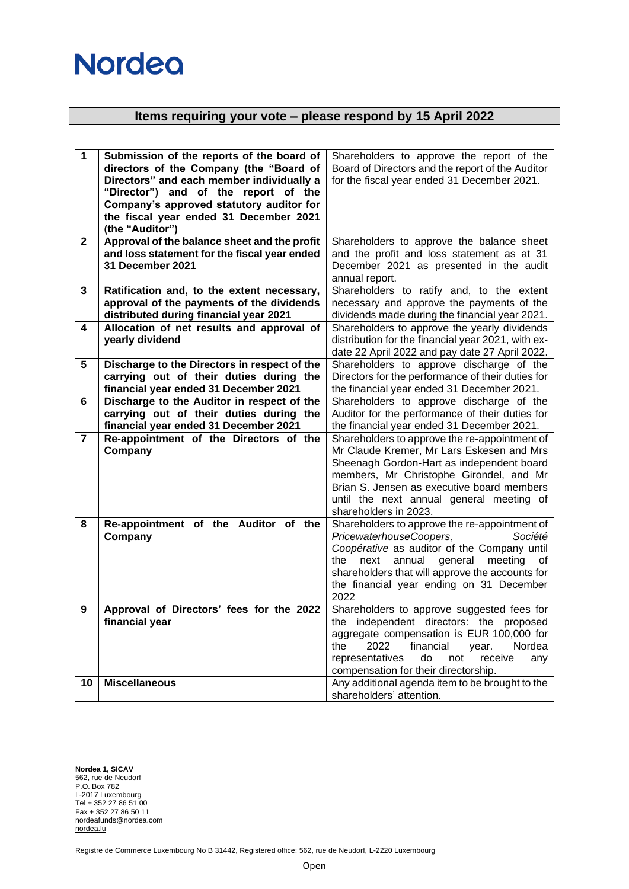Nordea

## Items requiring your vote – please respond by 15 April 2022

| | | |
|---|---|---|
| **1** | **Submission of the reports of the board of directors of the Company (the "Board of Directors" and each member individually a "Director") and of the report of the Company's approved statutory auditor for the fiscal year ended 31 December 2021 (the "Auditor")** | Shareholders to approve the report of the Board of Directors and the report of the Auditor for the fiscal year ended 31 December 2021. |
| **2** | **Approval of the balance sheet and the profit and loss statement for the fiscal year ended 31 December 2021** | Shareholders to approve the balance sheet and the profit and loss statement as at 31 December 2021 as presented in the audit annual report. |
| **3** | **Ratification and, to the extent necessary, approval of the payments of the dividends distributed during financial year 2021** | Shareholders to ratify and, to the extent necessary and approve the payments of the dividends made during the financial year 2021. |
| **4** | **Allocation of net results and approval of yearly dividend** | Shareholders to approve the yearly dividends distribution for the financial year 2021, with ex-date 22 April 2022 and pay date 27 April 2022. |
| **5** | **Discharge to the Directors in respect of the carrying out of their duties during the financial year ended 31 December 2021** | Shareholders to approve discharge of the Directors for the performance of their duties for the financial year ended 31 December 2021. |
| **6** | **Discharge to the Auditor in respect of the carrying out of their duties during the financial year ended 31 December 2021** | Shareholders to approve discharge of the Auditor for the performance of their duties for the financial year ended 31 December 2021. |
| **7** | **Re-appointment of the Directors of the Company** | Shareholders to approve the re-appointment of Mr Claude Kremer, Mr Lars Eskesen and Mrs Sheenagh Gordon-Hart as independent board members, Mr Christophe Girondel, and Mr Brian S. Jensen as executive board members until the next annual general meeting of shareholders in 2023. |
| **8** | **Re-appointment of the Auditor of the Company** | Shareholders to approve the re-appointment of *PricewaterhouseCoopers, Société Coopérative* as auditor of the Company until the next annual general meeting of shareholders that will approve the accounts for the financial year ending on 31 December 2022 |
| **9** | **Approval of Directors' fees for the 2022 financial year** | Shareholders to approve suggested fees for the independent directors: the proposed aggregate compensation is EUR 100,000 for the 2022 financial year. Nordea representatives do not receive any compensation for their directorship. |
| **10** | **Miscellaneous** | Any additional agenda item to be brought to the shareholders' attention. |

**Nordea 1, SICAV**
562, rue de Neudorf
P.O. Box 782
L-2017 Luxembourg
Tel + 352 27 86 51 00
Fax + 352 27 86 50 11
nordeafunds@nordea.com
nordea.lu

Registre de Commerce Luxembourg No B 31442, Registered office: 562, rue de Neudorf, L-2220 Luxembourg

Open